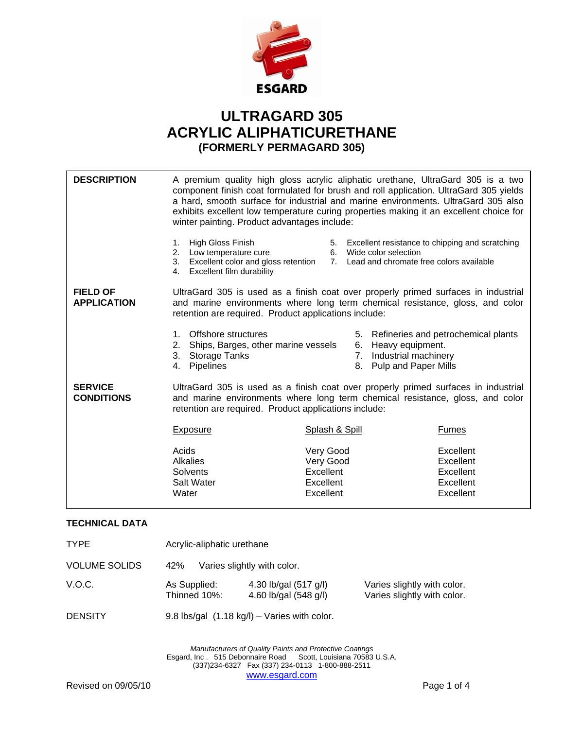ESGARD

# ULTRAGARD 305
# ACRYLIC ALIPHATICURETHANE
### (FORMERLY PERMAGARD 305)

**DESCRIPTION**

A premium quality high gloss acrylic aliphatic urethane, UltraGard 305 is a two component finish coat formulated for brush and roll application. UltraGard 305 yields a hard, smooth surface for industrial and marine environments. UltraGard 305 also exhibits excellent low temperature curing properties making it an excellent choice for winter painting. Product advantages include:

1. High Gloss Finish
2. Low temperature cure
3. Excellent color and gloss retention
4. Excellent film durability
5. Excellent resistance to chipping and scratching
6. Wide color selection
7. Lead and chromate free colors available

**FIELD OF APPLICATION**

UltraGard 305 is used as a finish coat over properly primed surfaces in industrial and marine environments where long term chemical resistance, gloss, and color retention are required. Product applications include:

1. Offshore structures
2. Ships, Barges, other marine vessels
3. Storage Tanks
4. Pipelines
5. Refineries and petrochemical plants
6. Heavy equipment.
7. Industrial machinery
8. Pulp and Paper Mills

**SERVICE CONDITIONS**

UltraGard 305 is used as a finish coat over properly primed surfaces in industrial and marine environments where long term chemical resistance, gloss, and color retention are required. Product applications include:

| Exposure | Splash & Spill | Fumes |
|---|---|---|
| Acids | Very Good | Excellent |
| Alkalies | Very Good | Excellent |
| Solvents | Excellent | Excellent |
| Salt Water | Excellent | Excellent |
| Water | Excellent | Excellent |

## TECHNICAL DATA

| | | | |
|---|---|---|---|
| TYPE | Acrylic-aliphatic urethane | | |
| VOLUME SOLIDS | 42% | Varies slightly with color. | |
| V.O.C. | As Supplied: | 4.30 lb/gal (517 g/l) | Varies slightly with color. |
| | Thinned 10%: | 4.60 lb/gal (548 g/l) | Varies slightly with color. |
| DENSITY | 9.8 lbs/gal (1.18 kg/l) – Varies with color. | | |

*Manufacturers of Quality Paints and Protective Coatings*
Esgard, Inc . 515 Debonnaire Road Scott, Louisiana 70583 U.S.A.
(337)234-6327 Fax (337) 234-0113 1-800-888-2511
www.esgard.com

Revised on 09/05/10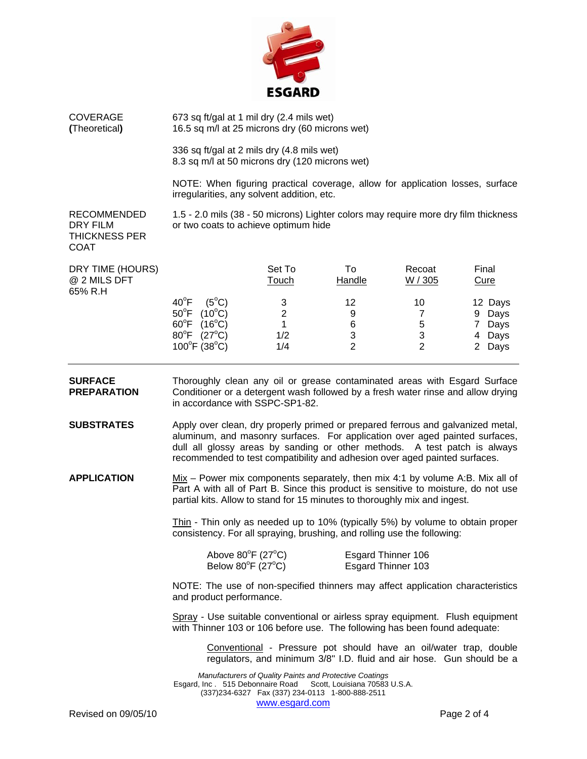ESGARD

**COVERAGE (Theoretical)**

673 sq ft/gal at 1 mil dry (2.4 mils wet)
16.5 sq m/l at 25 microns dry (60 microns wet)

336 sq ft/gal at 2 mils dry (4.8 mils wet)
8.3 sq m/l at 50 microns dry (120 microns wet)

NOTE: When figuring practical coverage, allow for application losses, surface irregularities, any solvent addition, etc.

**RECOMMENDED DRY FILM THICKNESS PER COAT**

1.5 - 2.0 mils (38 - 50 microns) Lighter colors may require more dry film thickness or two coats to achieve optimum hide

**DRY TIME (HOURS) @ 2 MILS DFT 65% R.H**

| | Set To Touch | To Handle | Recoat W / 305 | Final Cure |
|---|---|---|---|---|
| 40°F (5°C) | 3 | 12 | 10 | 12 Days |
| 50°F (10°C) | 2 | 9 | 7 | 9 Days |
| 60°F (16°C) | 1 | 6 | 5 | 7 Days |
| 80°F (27°C) | 1/2 | 3 | 3 | 4 Days |
| 100°F (38°C) | 1/4 | 2 | 2 | 2 Days |

---

**SURFACE PREPARATION**

Thoroughly clean any oil or grease contaminated areas with Esgard Surface Conditioner or a detergent wash followed by a fresh water rinse and allow drying in accordance with SSPC-SP1-82.

**SUBSTRATES**

Apply over clean, dry properly primed or prepared ferrous and galvanized metal, aluminum, and masonry surfaces. For application over aged painted surfaces, dull all glossy areas by sanding or other methods. A test patch is always recommended to test compatibility and adhesion over aged painted surfaces.

**APPLICATION**

Mix – Power mix components separately, then mix 4:1 by volume A:B. Mix all of Part A with all of Part B. Since this product is sensitive to moisture, do not use partial kits. Allow to stand for 15 minutes to thoroughly mix and ingest.

Thin - Thin only as needed up to 10% (typically 5%) by volume to obtain proper consistency. For all spraying, brushing, and rolling use the following:

| | |
|---|---|
| Above 80°F (27°C) | Esgard Thinner 106 |
| Below 80°F (27°C) | Esgard Thinner 103 |

NOTE: The use of non-specified thinners may affect application characteristics and product performance.

Spray - Use suitable conventional or airless spray equipment. Flush equipment with Thinner 103 or 106 before use. The following has been found adequate:

Conventional - Pressure pot should have an oil/water trap, double regulators, and minimum 3/8" I.D. fluid and air hose. Gun should be a

*Manufacturers of Quality Paints and Protective Coatings*
Esgard, Inc . 515 Debonnaire Road Scott, Louisiana 70583 U.S.A.
(337)234-6327 Fax (337) 234-0113 1-800-888-2511
www.esgard.com

Revised on 09/05/10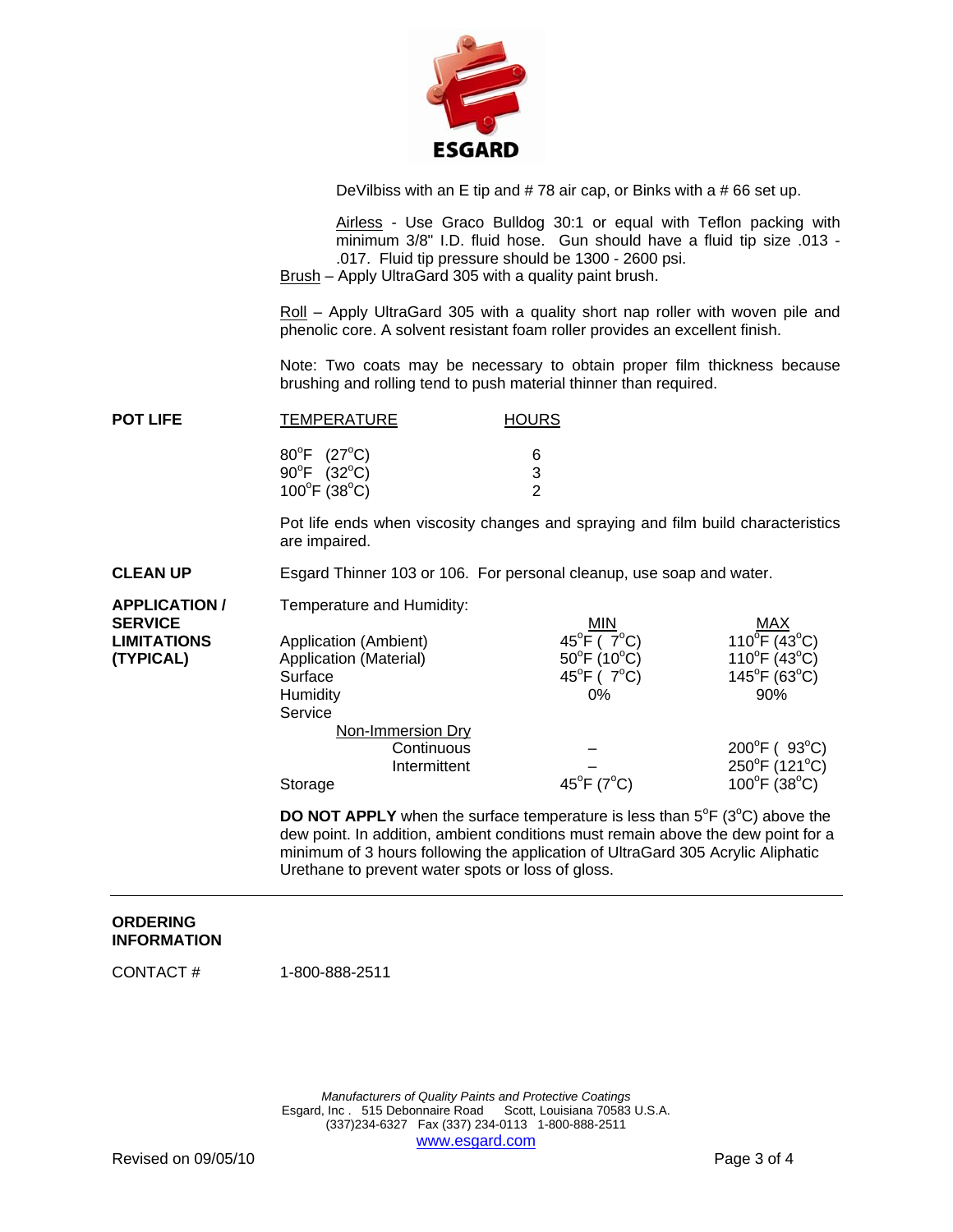DeVilbiss with an E tip and # 78 air cap, or Binks with a # 66 set up.

Airless - Use Graco Bulldog 30:1 or equal with Teflon packing with minimum 3/8" I.D. fluid hose. Gun should have a fluid tip size .013 - .017. Fluid tip pressure should be 1300 - 2600 psi.

Brush – Apply UltraGard 305 with a quality paint brush.

Roll – Apply UltraGard 305 with a quality short nap roller with woven pile and phenolic core. A solvent resistant foam roller provides an excellent finish.

Note: Two coats may be necessary to obtain proper film thickness because brushing and rolling tend to push material thinner than required.

**POT LIFE**

| TEMPERATURE | HOURS |
|---|---|
| 80°F (27°C) | 6 |
| 90°F (32°C) | 3 |
| 100°F (38°C) | 2 |

Pot life ends when viscosity changes and spraying and film build characteristics are impaired.

**CLEAN UP**

Esgard Thinner 103 or 106. For personal cleanup, use soap and water.

**APPLICATION / SERVICE LIMITATIONS (TYPICAL)**

Temperature and Humidity:

| | MIN | MAX |
|---|---|---|
| Application (Ambient) | 45°F ( 7°C) | 110°F (43°C) |
| Application (Material) | 50°F (10°C) | 110°F (43°C) |
| Surface | 45°F ( 7°C) | 145°F (63°C) |
| Humidity | 0% | 90% |
| Service | | |
| Non-Immersion Dry | | |
| Continuous | – | 200°F ( 93°C) |
| Intermittent | – | 250°F (121°C) |
| Storage | 45°F (7°C) | 100°F (38°C) |

**DO NOT APPLY** when the surface temperature is less than 5°F (3°C) above the dew point. In addition, ambient conditions must remain above the dew point for a minimum of 3 hours following the application of UltraGard 305 Acrylic Aliphatic Urethane to prevent water spots or loss of gloss.

---

**ORDERING INFORMATION**

CONTACT # 1-800-888-2511

*Manufacturers of Quality Paints and Protective Coatings*
Esgard, Inc . 515 Debonnaire Road Scott, Louisiana 70583 U.S.A.
(337)234-6327 Fax (337) 234-0113 1-800-888-2511
www.esgard.com

Revised on 09/05/10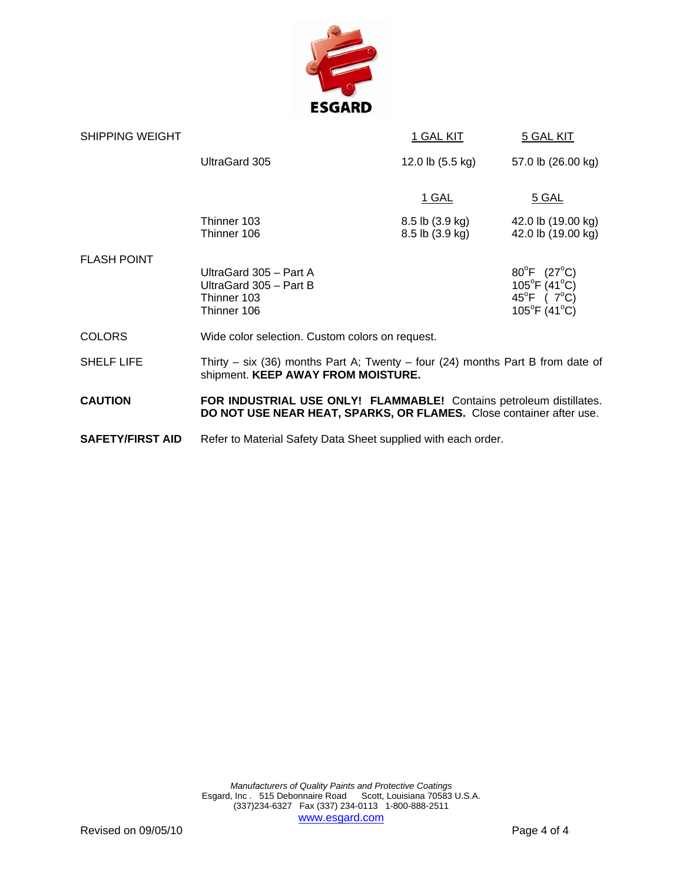ESGARD

| | | | |
|---|---|---|---|
| SHIPPING WEIGHT | | 1 GAL KIT | 5 GAL KIT |
| | UltraGard 305 | 12.0 lb (5.5 kg) | 57.0 lb (26.00 kg) |
| | | 1 GAL | 5 GAL |
| | Thinner 103 | 8.5 lb (3.9 kg) | 42.0 lb (19.00 kg) |
| | Thinner 106 | 8.5 lb (3.9 kg) | 42.0 lb (19.00 kg) |

| | | |
|---|---|---|
| FLASH POINT | UltraGard 305 – Part A | 80°F (27°C) |
| | UltraGard 305 – Part B | 105°F (41°C) |
| | Thinner 103 | 45°F ( 7°C) |
| | Thinner 106 | 105°F (41°C) |

COLORS — Wide color selection. Custom colors on request.

SHELF LIFE — Thirty – six (36) months Part A; Twenty – four (24) months Part B from date of shipment. **KEEP AWAY FROM MOISTURE.**

**CAUTION** — **FOR INDUSTRIAL USE ONLY! FLAMMABLE!** Contains petroleum distillates. **DO NOT USE NEAR HEAT, SPARKS, OR FLAMES.** Close container after use.

**SAFETY/FIRST AID** — Refer to Material Safety Data Sheet supplied with each order.

*Manufacturers of Quality Paints and Protective Coatings*
Esgard, Inc . 515 Debonnaire Road Scott, Louisiana 70583 U.S.A.
(337)234-6327 Fax (337) 234-0113 1-800-888-2511
www.esgard.com

Revised on 09/05/10